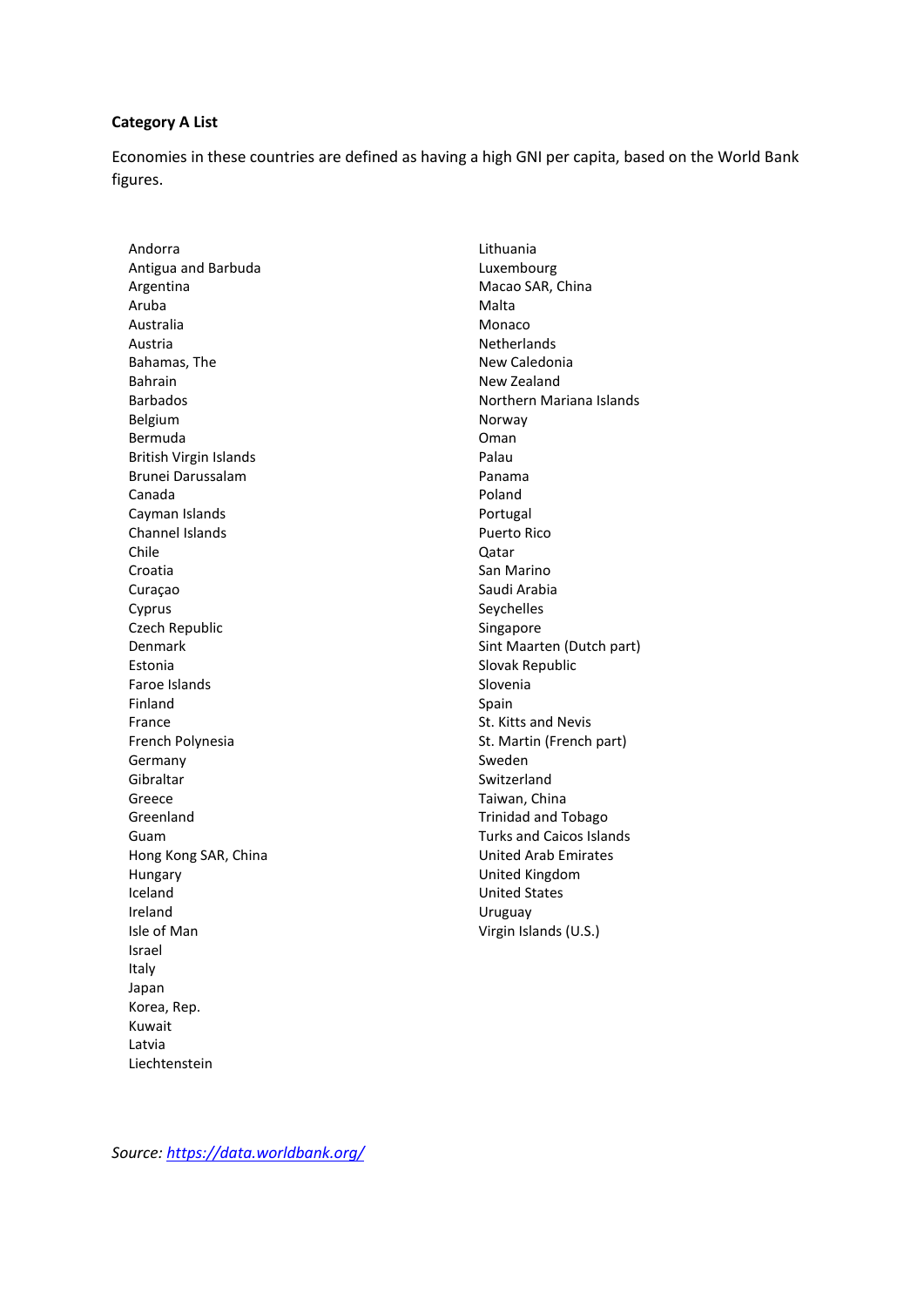**Category A List**

Economies in these countries are defined as having a high GNI per capita, based on the World Bank figures.

- Andorra
- Antigua and Barbuda
- Argentina
- Aruba
- Australia
- Austria
- Bahamas, The
- Bahrain
- Barbados
- Belgium
- Bermuda
- British Virgin Islands
- Brunei Darussalam
- Canada
- Cayman Islands
- Channel Islands
- Chile
- Croatia
- Curaçao
- Cyprus
- Czech Republic
- Denmark
- Estonia
- Faroe Islands
- Finland
- France
- French Polynesia
- Germany
- Gibraltar
- Greece
- Greenland
- Guam
- Hong Kong SAR, China
- Hungary
- Iceland
- Ireland
- Isle of Man
- Israel
- Italy
- Japan
- Korea, Rep.
- Kuwait
- Latvia
- Liechtenstein
- Lithuania
- Luxembourg
- Macao SAR, China
- Malta
- Monaco
- Netherlands
- New Caledonia
- New Zealand
- Northern Mariana Islands
- Norway
- Oman
- Palau
- Panama
- Poland
- Portugal
- Puerto Rico
- Qatar
- San Marino
- Saudi Arabia
- Seychelles
- Singapore
- Sint Maarten (Dutch part)
- Slovak Republic
- Slovenia
- Spain
- St. Kitts and Nevis
- St. Martin (French part)
- Sweden
- Switzerland
- Taiwan, China
- Trinidad and Tobago
- Turks and Caicos Islands
- United Arab Emirates
- United Kingdom
- United States
- Uruguay
- Virgin Islands (U.S.)

*Source: [https://data.worldbank.org/](https://data.worldbank.org/)*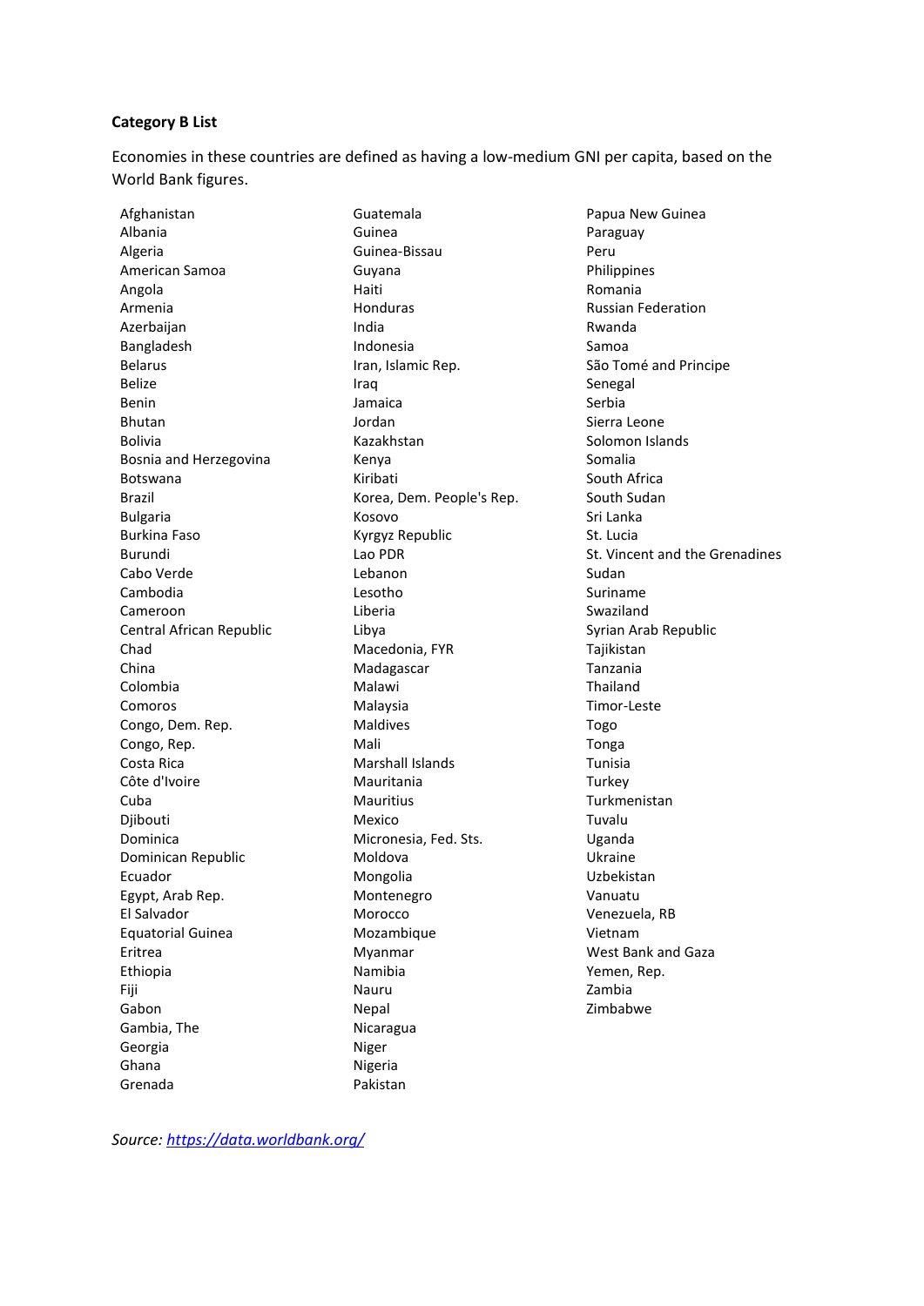**Category B List**

Economies in these countries are defined as having a low-medium GNI per capita, based on the World Bank figures.

Afghanistan
Albania
Algeria
American Samoa
Angola
Armenia
Azerbaijan
Bangladesh
Belarus
Belize
Benin
Bhutan
Bolivia
Bosnia and Herzegovina
Botswana
Brazil
Bulgaria
Burkina Faso
Burundi
Cabo Verde
Cambodia
Cameroon
Central African Republic
Chad
China
Colombia
Comoros
Congo, Dem. Rep.
Congo, Rep.
Costa Rica
Côte d'Ivoire
Cuba
Djibouti
Dominica
Dominican Republic
Ecuador
Egypt, Arab Rep.
El Salvador
Equatorial Guinea
Eritrea
Ethiopia
Fiji
Gabon
Gambia, The
Georgia
Ghana
Grenada
Guatemala
Guinea
Guinea-Bissau
Guyana
Haiti
Honduras
India
Indonesia
Iran, Islamic Rep.
Iraq
Jamaica
Jordan
Kazakhstan
Kenya
Kiribati
Korea, Dem. People's Rep.
Kosovo
Kyrgyz Republic
Lao PDR
Lebanon
Lesotho
Liberia
Libya
Macedonia, FYR
Madagascar
Malawi
Malaysia
Maldives
Mali
Marshall Islands
Mauritania
Mauritius
Mexico
Micronesia, Fed. Sts.
Moldova
Mongolia
Montenegro
Morocco
Mozambique
Myanmar
Namibia
Nauru
Nepal
Nicaragua
Niger
Nigeria
Pakistan
Papua New Guinea
Paraguay
Peru
Philippines
Romania
Russian Federation
Rwanda
Samoa
São Tomé and Principe
Senegal
Serbia
Sierra Leone
Solomon Islands
Somalia
South Africa
South Sudan
Sri Lanka
St. Lucia
St. Vincent and the Grenadines
Sudan
Suriname
Swaziland
Syrian Arab Republic
Tajikistan
Tanzania
Thailand
Timor-Leste
Togo
Tonga
Tunisia
Turkey
Turkmenistan
Tuvalu
Uganda
Ukraine
Uzbekistan
Vanuatu
Venezuela, RB
Vietnam
West Bank and Gaza
Yemen, Rep.
Zambia
Zimbabwe

*Source: https://data.worldbank.org/*